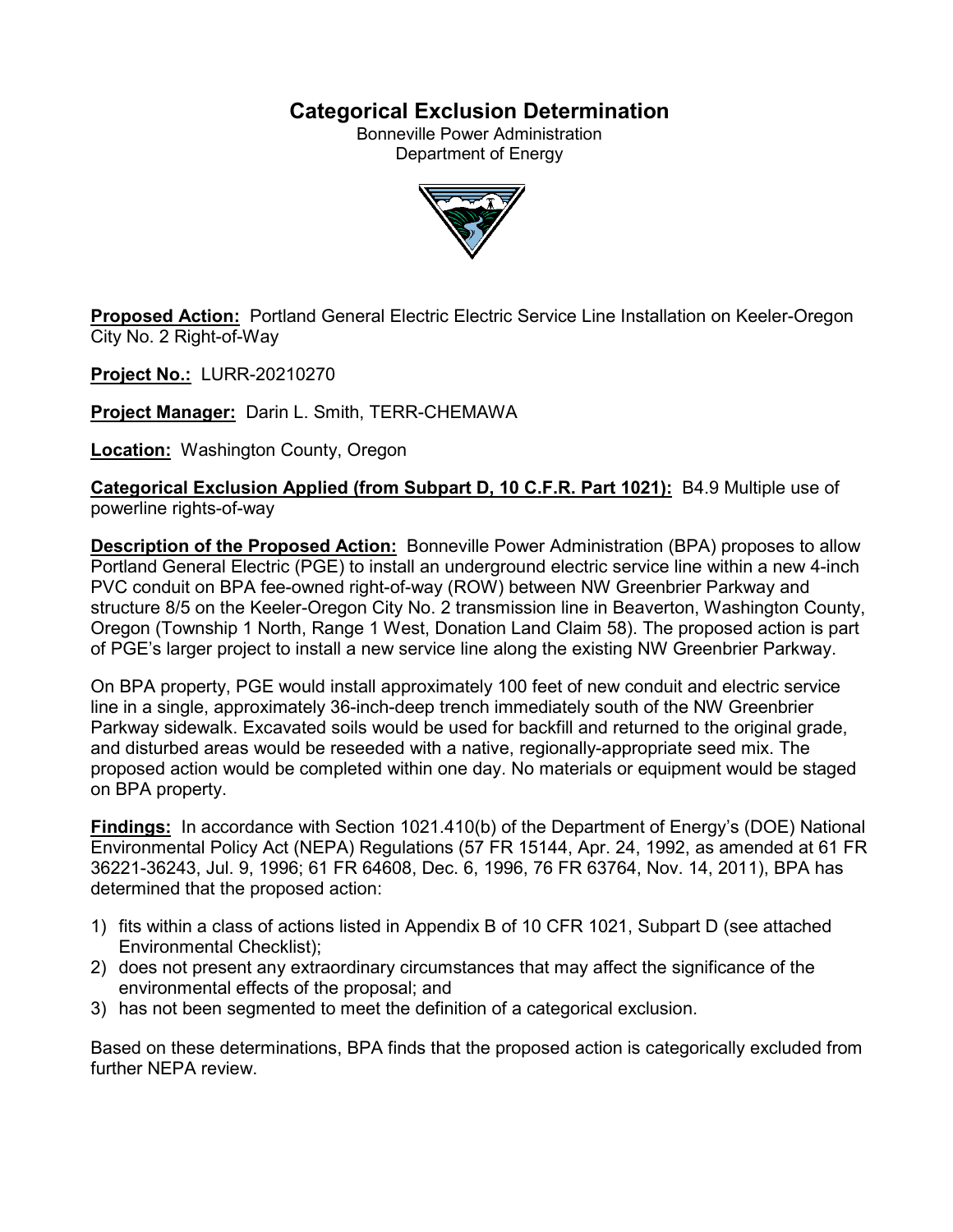# Categorical Exclusion Determination

Bonneville Power Administration
Department of Energy

**Proposed Action:** Portland General Electric Electric Service Line Installation on Keeler-Oregon City No. 2 Right-of-Way

**Project No.:** LURR-20210270

**Project Manager:** Darin L. Smith, TERR-CHEMAWA

**Location:** Washington County, Oregon

**Categorical Exclusion Applied (from Subpart D, 10 C.F.R. Part 1021):** B4.9 Multiple use of powerline rights-of-way

**Description of the Proposed Action:** Bonneville Power Administration (BPA) proposes to allow Portland General Electric (PGE) to install an underground electric service line within a new 4-inch PVC conduit on BPA fee-owned right-of-way (ROW) between NW Greenbrier Parkway and structure 8/5 on the Keeler-Oregon City No. 2 transmission line in Beaverton, Washington County, Oregon (Township 1 North, Range 1 West, Donation Land Claim 58). The proposed action is part of PGE's larger project to install a new service line along the existing NW Greenbrier Parkway.

On BPA property, PGE would install approximately 100 feet of new conduit and electric service line in a single, approximately 36-inch-deep trench immediately south of the NW Greenbrier Parkway sidewalk. Excavated soils would be used for backfill and returned to the original grade, and disturbed areas would be reseeded with a native, regionally-appropriate seed mix. The proposed action would be completed within one day. No materials or equipment would be staged on BPA property.

**Findings:** In accordance with Section 1021.410(b) of the Department of Energy's (DOE) National Environmental Policy Act (NEPA) Regulations (57 FR 15144, Apr. 24, 1992, as amended at 61 FR 36221-36243, Jul. 9, 1996; 61 FR 64608, Dec. 6, 1996, 76 FR 63764, Nov. 14, 2011), BPA has determined that the proposed action:

1) fits within a class of actions listed in Appendix B of 10 CFR 1021, Subpart D (see attached Environmental Checklist);
2) does not present any extraordinary circumstances that may affect the significance of the environmental effects of the proposal; and
3) has not been segmented to meet the definition of a categorical exclusion.

Based on these determinations, BPA finds that the proposed action is categorically excluded from further NEPA review.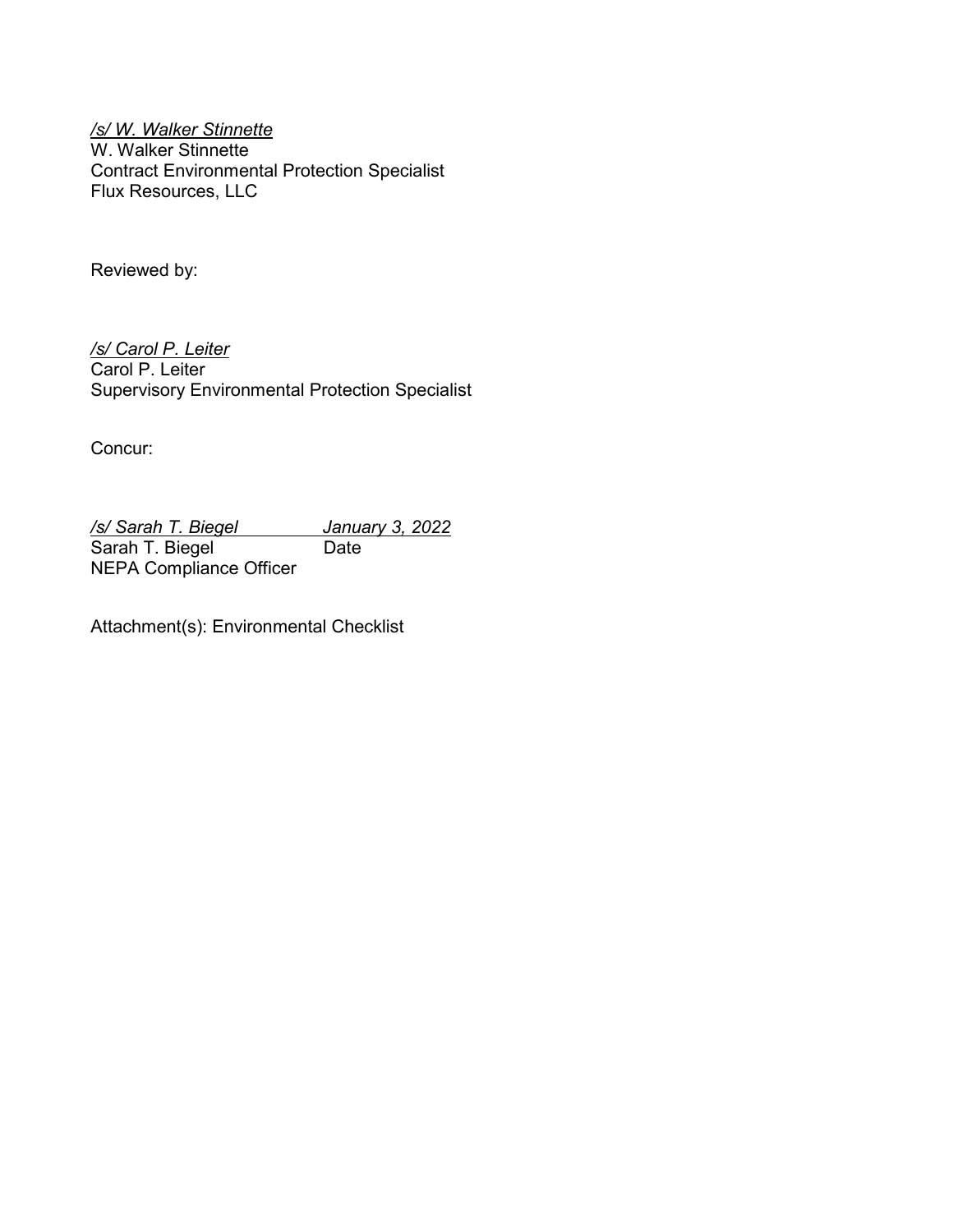*/s/ W. Walker Stinnette*
W. Walker Stinnette
Contract Environmental Protection Specialist
Flux Resources, LLC

Reviewed by:

*/s/ Carol P. Leiter*
Carol P. Leiter
Supervisory Environmental Protection Specialist

Concur:

*/s/ Sarah T. Biegel* *January 3, 2022*
Sarah T. Biegel Date
NEPA Compliance Officer

Attachment(s): Environmental Checklist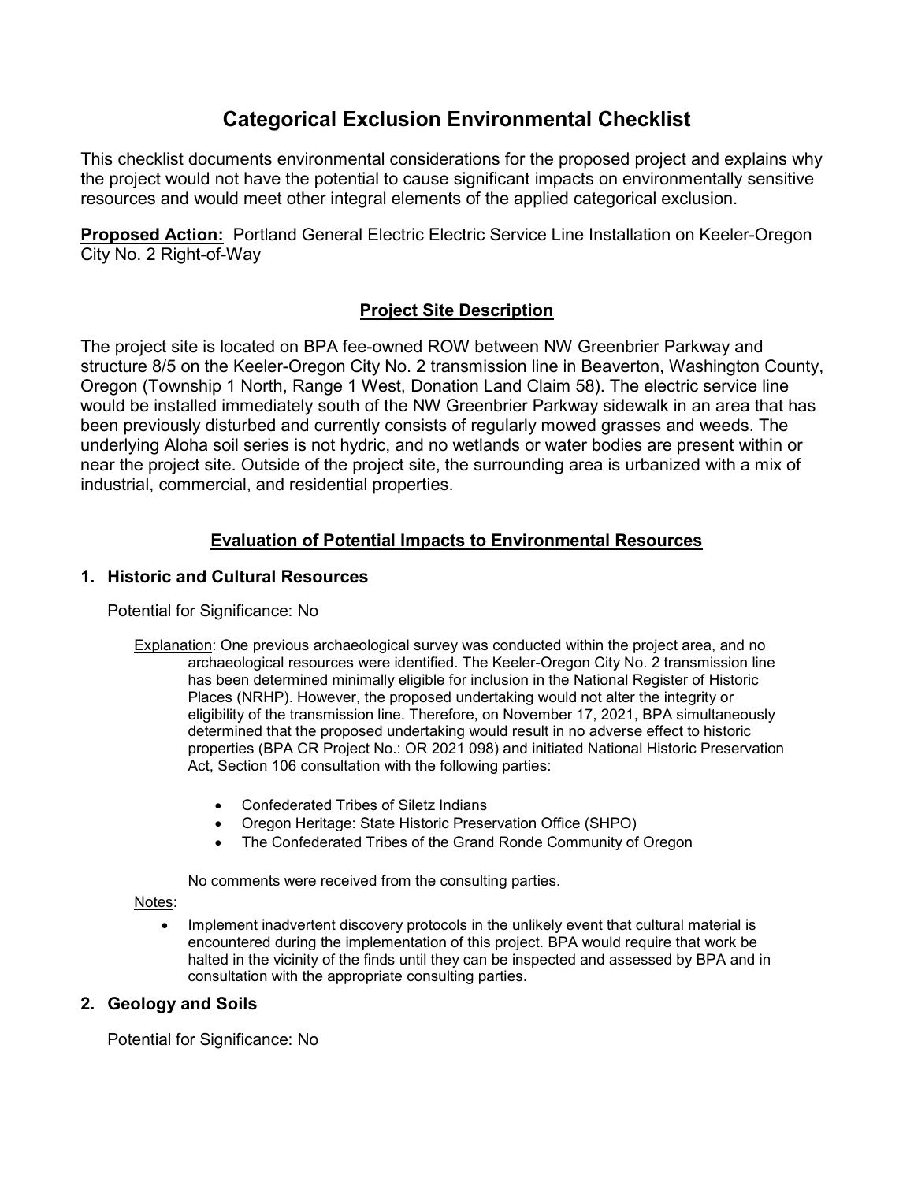# Categorical Exclusion Environmental Checklist

This checklist documents environmental considerations for the proposed project and explains why the project would not have the potential to cause significant impacts on environmentally sensitive resources and would meet other integral elements of the applied categorical exclusion.

**Proposed Action:** Portland General Electric Electric Service Line Installation on Keeler-Oregon City No. 2 Right-of-Way

## Project Site Description

The project site is located on BPA fee-owned ROW between NW Greenbrier Parkway and structure 8/5 on the Keeler-Oregon City No. 2 transmission line in Beaverton, Washington County, Oregon (Township 1 North, Range 1 West, Donation Land Claim 58). The electric service line would be installed immediately south of the NW Greenbrier Parkway sidewalk in an area that has been previously disturbed and currently consists of regularly mowed grasses and weeds. The underlying Aloha soil series is not hydric, and no wetlands or water bodies are present within or near the project site. Outside of the project site, the surrounding area is urbanized with a mix of industrial, commercial, and residential properties.

## Evaluation of Potential Impacts to Environmental Resources

### 1. Historic and Cultural Resources

Potential for Significance: No

Explanation: One previous archaeological survey was conducted within the project area, and no archaeological resources were identified. The Keeler-Oregon City No. 2 transmission line has been determined minimally eligible for inclusion in the National Register of Historic Places (NRHP). However, the proposed undertaking would not alter the integrity or eligibility of the transmission line. Therefore, on November 17, 2021, BPA simultaneously determined that the proposed undertaking would result in no adverse effect to historic properties (BPA CR Project No.: OR 2021 098) and initiated National Historic Preservation Act, Section 106 consultation with the following parties:

- Confederated Tribes of Siletz Indians
- Oregon Heritage: State Historic Preservation Office (SHPO)
- The Confederated Tribes of the Grand Ronde Community of Oregon

No comments were received from the consulting parties.

Notes:

- Implement inadvertent discovery protocols in the unlikely event that cultural material is encountered during the implementation of this project. BPA would require that work be halted in the vicinity of the finds until they can be inspected and assessed by BPA and in consultation with the appropriate consulting parties.

### 2. Geology and Soils

Potential for Significance: No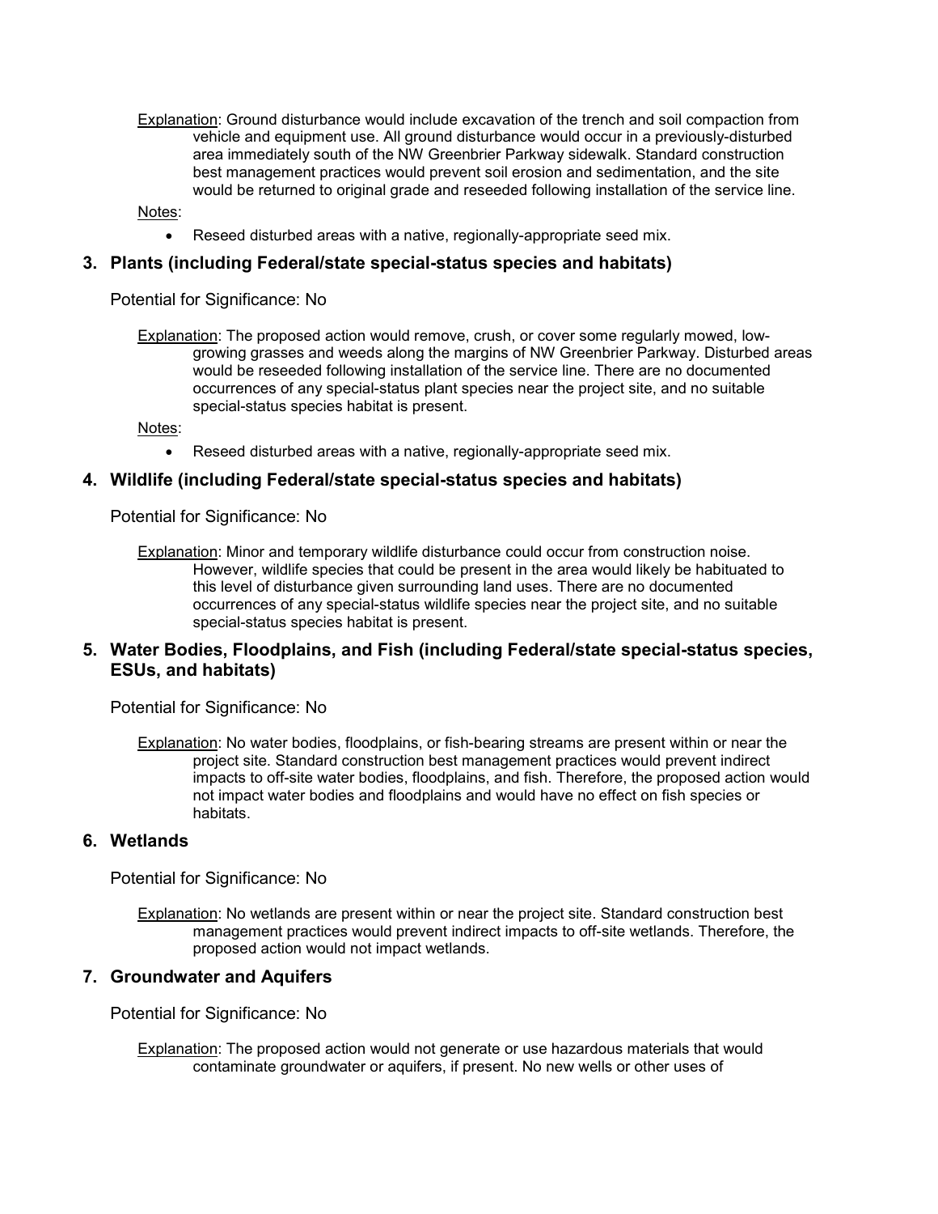Explanation: Ground disturbance would include excavation of the trench and soil compaction from vehicle and equipment use. All ground disturbance would occur in a previously-disturbed area immediately south of the NW Greenbrier Parkway sidewalk. Standard construction best management practices would prevent soil erosion and sedimentation, and the site would be returned to original grade and reseeded following installation of the service line.

Notes:

- Reseed disturbed areas with a native, regionally-appropriate seed mix.

### 3. Plants (including Federal/state special-status species and habitats)

Potential for Significance: No

Explanation: The proposed action would remove, crush, or cover some regularly mowed, low-growing grasses and weeds along the margins of NW Greenbrier Parkway. Disturbed areas would be reseeded following installation of the service line. There are no documented occurrences of any special-status plant species near the project site, and no suitable special-status species habitat is present.

Notes:

- Reseed disturbed areas with a native, regionally-appropriate seed mix.

### 4. Wildlife (including Federal/state special-status species and habitats)

Potential for Significance: No

Explanation: Minor and temporary wildlife disturbance could occur from construction noise. However, wildlife species that could be present in the area would likely be habituated to this level of disturbance given surrounding land uses. There are no documented occurrences of any special-status wildlife species near the project site, and no suitable special-status species habitat is present.

### 5. Water Bodies, Floodplains, and Fish (including Federal/state special-status species, ESUs, and habitats)

Potential for Significance: No

Explanation: No water bodies, floodplains, or fish-bearing streams are present within or near the project site. Standard construction best management practices would prevent indirect impacts to off-site water bodies, floodplains, and fish. Therefore, the proposed action would not impact water bodies and floodplains and would have no effect on fish species or habitats.

### 6. Wetlands

Potential for Significance: No

Explanation: No wetlands are present within or near the project site. Standard construction best management practices would prevent indirect impacts to off-site wetlands. Therefore, the proposed action would not impact wetlands.

### 7. Groundwater and Aquifers

Potential for Significance: No

Explanation: The proposed action would not generate or use hazardous materials that would contaminate groundwater or aquifers, if present. No new wells or other uses of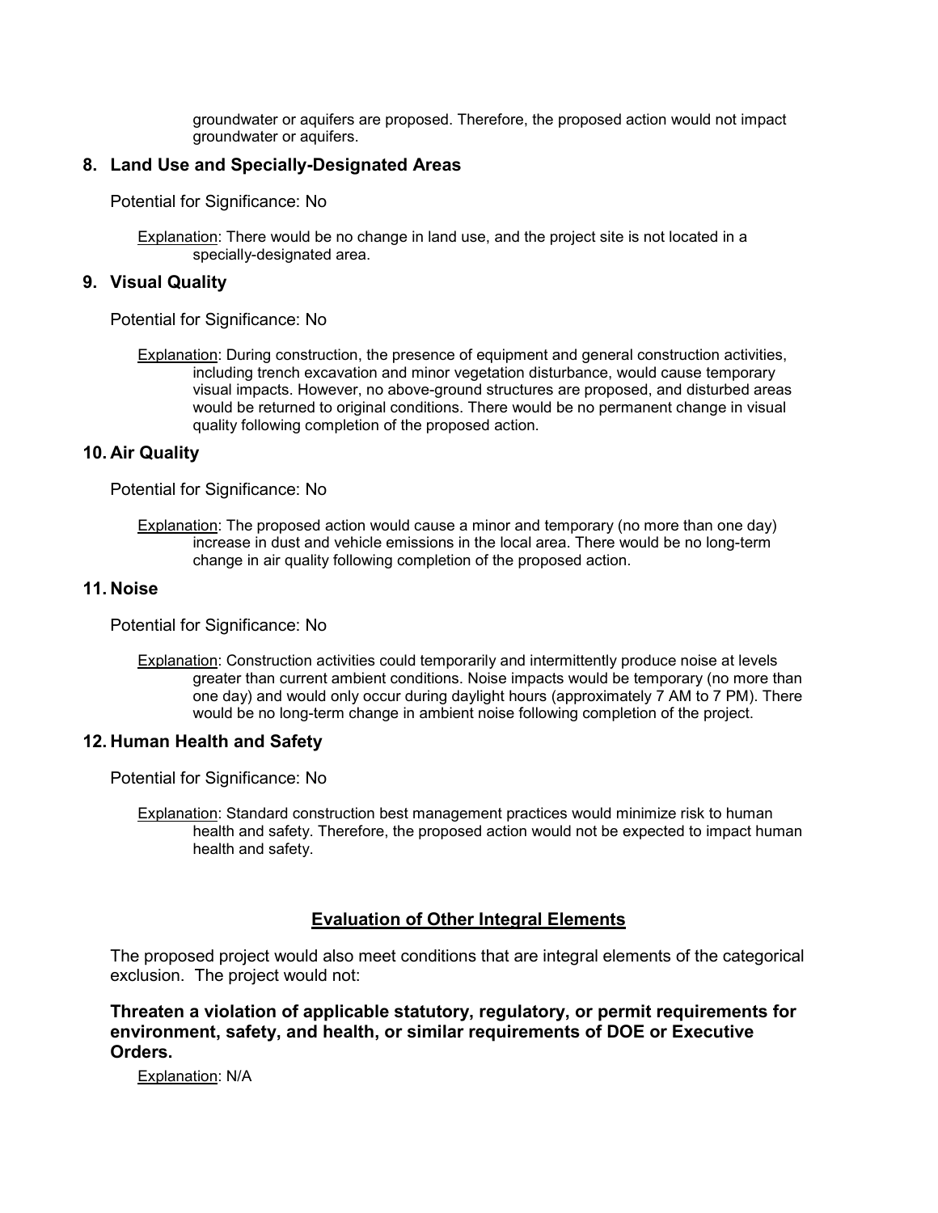groundwater or aquifers are proposed. Therefore, the proposed action would not impact groundwater or aquifers.

### 8. Land Use and Specially-Designated Areas

Potential for Significance: No

Explanation: There would be no change in land use, and the project site is not located in a specially-designated area.

### 9. Visual Quality

Potential for Significance: No

Explanation: During construction, the presence of equipment and general construction activities, including trench excavation and minor vegetation disturbance, would cause temporary visual impacts. However, no above-ground structures are proposed, and disturbed areas would be returned to original conditions. There would be no permanent change in visual quality following completion of the proposed action.

### 10. Air Quality

Potential for Significance: No

Explanation: The proposed action would cause a minor and temporary (no more than one day) increase in dust and vehicle emissions in the local area. There would be no long-term change in air quality following completion of the proposed action.

### 11. Noise

Potential for Significance: No

Explanation: Construction activities could temporarily and intermittently produce noise at levels greater than current ambient conditions. Noise impacts would be temporary (no more than one day) and would only occur during daylight hours (approximately 7 AM to 7 PM). There would be no long-term change in ambient noise following completion of the project.

### 12. Human Health and Safety

Potential for Significance: No

Explanation: Standard construction best management practices would minimize risk to human health and safety. Therefore, the proposed action would not be expected to impact human health and safety.

## Evaluation of Other Integral Elements

The proposed project would also meet conditions that are integral elements of the categorical exclusion. The project would not:

**Threaten a violation of applicable statutory, regulatory, or permit requirements for environment, safety, and health, or similar requirements of DOE or Executive Orders.**

Explanation: N/A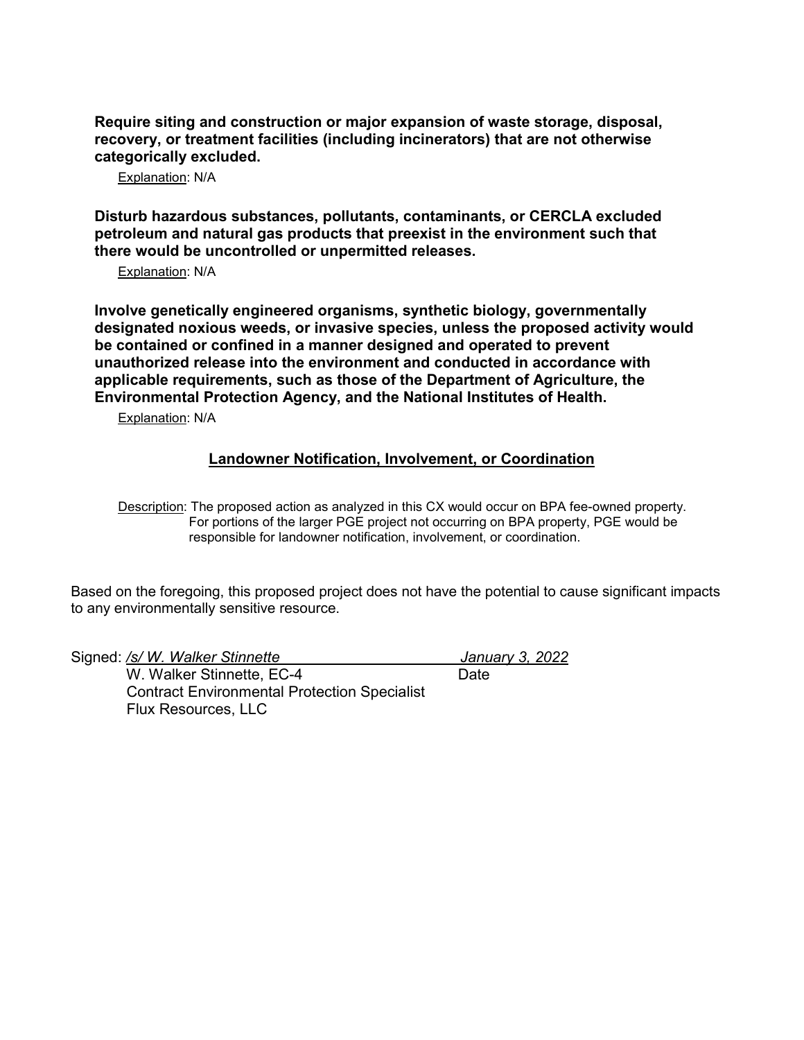**Require siting and construction or major expansion of waste storage, disposal, recovery, or treatment facilities (including incinerators) that are not otherwise categorically excluded.**

Explanation: N/A

**Disturb hazardous substances, pollutants, contaminants, or CERCLA excluded petroleum and natural gas products that preexist in the environment such that there would be uncontrolled or unpermitted releases.**

Explanation: N/A

**Involve genetically engineered organisms, synthetic biology, governmentally designated noxious weeds, or invasive species, unless the proposed activity would be contained or confined in a manner designed and operated to prevent unauthorized release into the environment and conducted in accordance with applicable requirements, such as those of the Department of Agriculture, the Environmental Protection Agency, and the National Institutes of Health.**

Explanation: N/A

## Landowner Notification, Involvement, or Coordination

Description: The proposed action as analyzed in this CX would occur on BPA fee-owned property. For portions of the larger PGE project not occurring on BPA property, PGE would be responsible for landowner notification, involvement, or coordination.

Based on the foregoing, this proposed project does not have the potential to cause significant impacts to any environmentally sensitive resource.

Signed: */s/ W. Walker Stinnette* *January 3, 2022*
W. Walker Stinnette, EC-4 Date
Contract Environmental Protection Specialist
Flux Resources, LLC